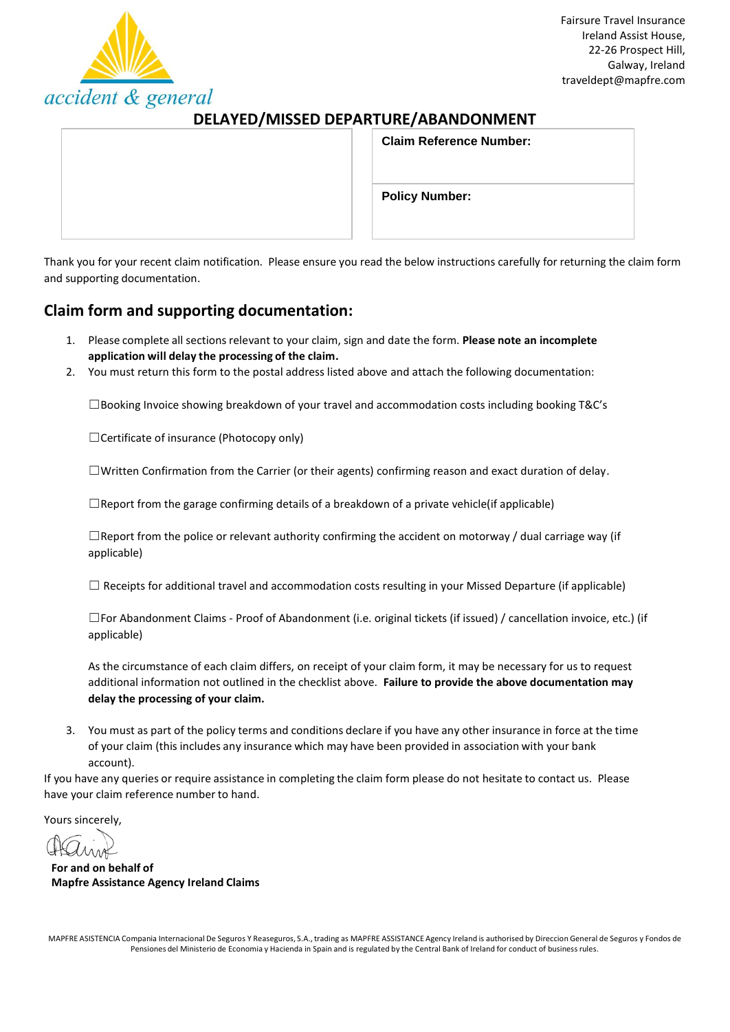accident & general

Fairsure Travel Insurance
Ireland Assist House,
22-26 Prospect Hill,
Galway, Ireland
traveldept@mapfre.com

# DELAYED/MISSED DEPARTURE/ABANDONMENT

| | **Claim Reference Number:** |
|---|---|
| | **Policy Number:** |

Thank you for your recent claim notification. Please ensure you read the below instructions carefully for returning the claim form and supporting documentation.

## Claim form and supporting documentation:

1. Please complete all sections relevant to your claim, sign and date the form. **Please note an incomplete application will delay the processing of the claim.**
2. You must return this form to the postal address listed above and attach the following documentation:

   ☐Booking Invoice showing breakdown of your travel and accommodation costs including booking T&C's

   ☐Certificate of insurance (Photocopy only)

   ☐Written Confirmation from the Carrier (or their agents) confirming reason and exact duration of delay.

   ☐Report from the garage confirming details of a breakdown of a private vehicle(if applicable)

   ☐Report from the police or relevant authority confirming the accident on motorway / dual carriage way (if applicable)

   ☐ Receipts for additional travel and accommodation costs resulting in your Missed Departure (if applicable)

   ☐For Abandonment Claims - Proof of Abandonment (i.e. original tickets (if issued) / cancellation invoice, etc.) (if applicable)

   As the circumstance of each claim differs, on receipt of your claim form, it may be necessary for us to request additional information not outlined in the checklist above. **Failure to provide the above documentation may delay the processing of your claim.**

3. You must as part of the policy terms and conditions declare if you have any other insurance in force at the time of your claim (this includes any insurance which may have been provided in association with your bank account).

If you have any queries or require assistance in completing the claim form please do not hesitate to contact us. Please have your claim reference number to hand.

Yours sincerely,

**For and on behalf of**
**Mapfre Assistance Agency Ireland Claims**

MAPFRE ASISTENCIA Compania Internacional De Seguros Y Reaseguros, S.A., trading as MAPFRE ASSISTANCE Agency Ireland is authorised by Direccion General de Seguros y Fondos de Pensiones del Ministerio de Economia y Hacienda in Spain and is regulated by the Central Bank of Ireland for conduct of business rules.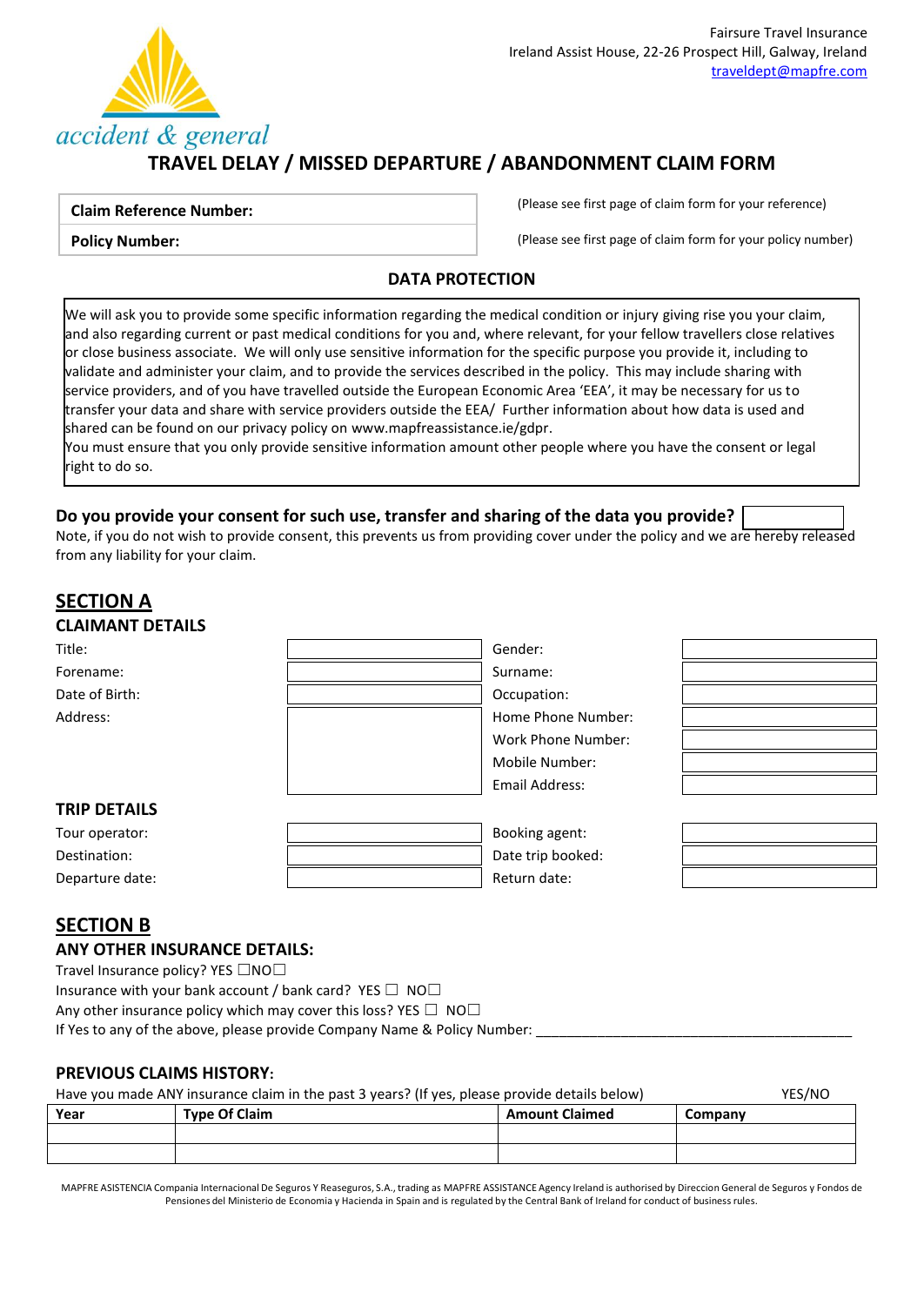Fairsure Travel Insurance
Ireland Assist House, 22-26 Prospect Hill, Galway, Ireland
traveldept@mapfre.com

accident & general

# TRAVEL DELAY / MISSED DEPARTURE / ABANDONMENT CLAIM FORM

| **Claim Reference Number:** | | (Please see first page of claim form for your reference) |
|---|---|---|
| **Policy Number:** | | (Please see first page of claim form for your policy number) |

## DATA PROTECTION

We will ask you to provide some specific information regarding the medical condition or injury giving rise you your claim, and also regarding current or past medical conditions for you and, where relevant, for your fellow travellers close relatives or close business associate. We will only use sensitive information for the specific purpose you provide it, including to validate and administer your claim, and to provide the services described in the policy. This may include sharing with service providers, and of you have travelled outside the European Economic Area 'EEA', it may be necessary for us to transfer your data and share with service providers outside the EEA/ Further information about how data is used and shared can be found on our privacy policy on www.mapfreassistance.ie/gdpr.
You must ensure that you only provide sensitive information amount other people where you have the consent or legal right to do so.

**Do you provide your consent for such use, transfer and sharing of the data you provide?** ☐

Note, if you do not wish to provide consent, this prevents us from providing cover under the policy and we are hereby released from any liability for your claim.

## SECTION A

### CLAIMANT DETAILS

| | | | |
|---|---|---|---|
| Title: | | Gender: | |
| Forename: | | Surname: | |
| Date of Birth: | | Occupation: | |
| Address: | | Home Phone Number: | |
| | | Work Phone Number: | |
| | | Mobile Number: | |
| | | Email Address: | |

### TRIP DETAILS

| | | | |
|---|---|---|---|
| Tour operator: | | Booking agent: | |
| Destination: | | Date trip booked: | |
| Departure date: | | Return date: | |

## SECTION B

### ANY OTHER INSURANCE DETAILS:

Travel Insurance policy? YES ☐NO☐
Insurance with your bank account / bank card? YES ☐ NO☐
Any other insurance policy which may cover this loss? YES ☐ NO☐
If Yes to any of the above, please provide Company Name & Policy Number: ___________________________________________

### PREVIOUS CLAIMS HISTORY:

Have you made ANY insurance claim in the past 3 years? (If yes, please provide details below) YES/NO

| Year | Type Of Claim | Amount Claimed | Company |
|---|---|---|---|
| | | | |
| | | | |

MAPFRE ASISTENCIA Compania Internacional De Seguros Y Reaseguros, S.A., trading as MAPFRE ASSISTANCE Agency Ireland is authorised by Direccion General de Seguros y Fondos de Pensiones del Ministerio de Economia y Hacienda in Spain and is regulated by the Central Bank of Ireland for conduct of business rules.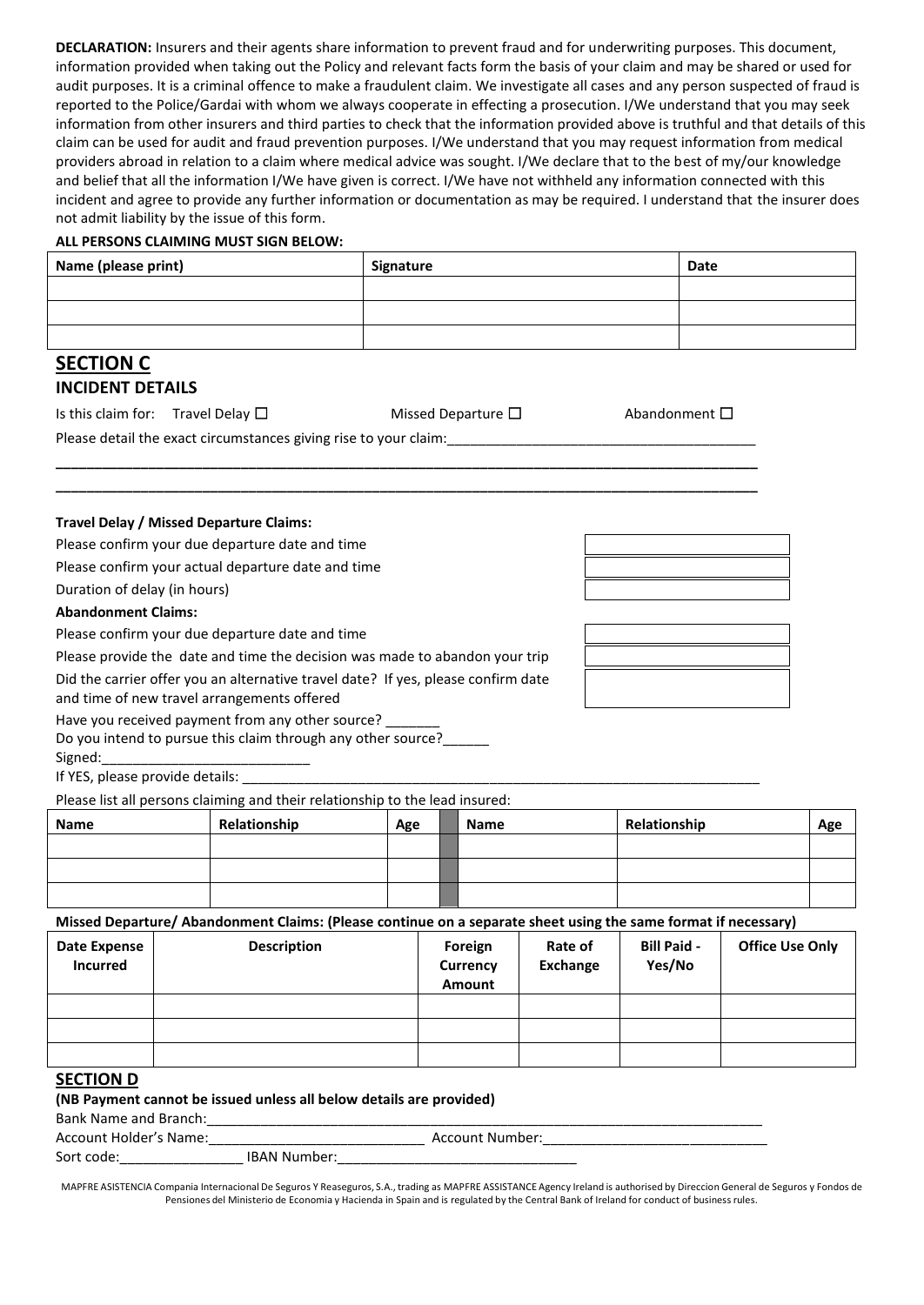**DECLARATION:** Insurers and their agents share information to prevent fraud and for underwriting purposes. This document, information provided when taking out the Policy and relevant facts form the basis of your claim and may be shared or used for audit purposes. It is a criminal offence to make a fraudulent claim. We investigate all cases and any person suspected of fraud is reported to the Police/Gardai with whom we always cooperate in effecting a prosecution. I/We understand that you may seek information from other insurers and third parties to check that the information provided above is truthful and that details of this claim can be used for audit and fraud prevention purposes. I/We understand that you may request information from medical providers abroad in relation to a claim where medical advice was sought. I/We declare that to the best of my/our knowledge and belief that all the information I/We have given is correct. I/We have not withheld any information connected with this incident and agree to provide any further information or documentation as may be required. I understand that the insurer does not admit liability by the issue of this form.

**ALL PERSONS CLAIMING MUST SIGN BELOW:**

| Name (please print) | Signature | Date |
|---|---|---|
| | | |
| | | |
| | | |

## SECTION C

### INCIDENT DETAILS

Is this claim for: Travel Delay ☐ Missed Departure ☐ Abandonment ☐

Please detail the exact circumstances giving rise to your claim:________________________________________

______________________________________________________________________________________________

______________________________________________________________________________________________

**Travel Delay / Missed Departure Claims:**

| | |
|---|---|
| Please confirm your due departure date and time | |
| Please confirm your actual departure date and time | |
| Duration of delay (in hours) | |

**Abandonment Claims:**

| | |
|---|---|
| Please confirm your due departure date and time | |
| Please provide the date and time the decision was made to abandon your trip | |
| Did the carrier offer you an alternative travel date? If yes, please confirm date and time of new travel arrangements offered | |

Have you received payment from any other source? _______

Do you intend to pursue this claim through any other source?______

Signed:__________________________

If YES, please provide details: ______________________________________________________________________

Please list all persons claiming and their relationship to the lead insured:

| Name | Relationship | Age | | Name | Relationship | Age |
|---|---|---|---|---|---|---|
| | | | | | | |
| | | | | | | |
| | | | | | | |

**Missed Departure/ Abandonment Claims: (Please continue on a separate sheet using the same format if necessary)**

| Date Expense Incurred | Description | Foreign Currency Amount | Rate of Exchange | Bill Paid - Yes/No | Office Use Only |
|---|---|---|---|---|---|
| | | | | | |
| | | | | | |
| | | | | | |

## SECTION D

**(NB Payment cannot be issued unless all below details are provided)**

Bank Name and Branch:_____________________________________________________________________________

Account Holder's Name:____________________________ Account Number:_____________________________

Sort code:________________ IBAN Number:_______________________________

MAPFRE ASISTENCIA Compania Internacional De Seguros Y Reaseguros, S.A., trading as MAPFRE ASSISTANCE Agency Ireland is authorised by Direccion General de Seguros y Fondos de Pensiones del Ministerio de Economia y Hacienda in Spain and is regulated by the Central Bank of Ireland for conduct of business rules.